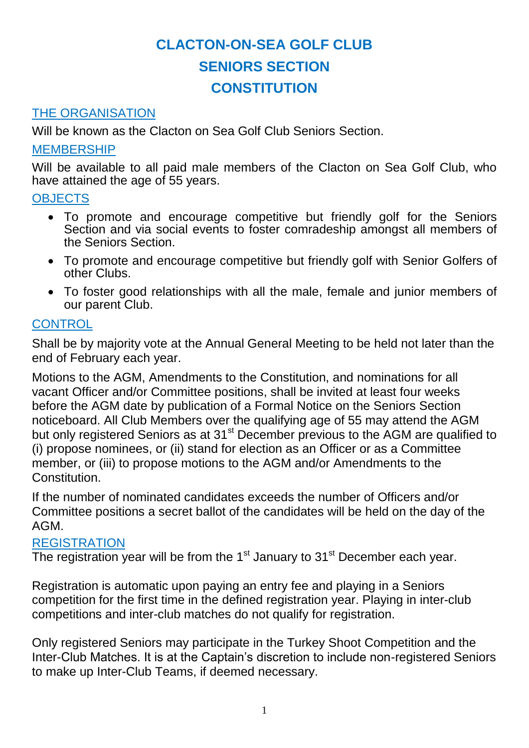# CLACTON-ON-SEA GOLF CLUB
# SENIORS SECTION
# CONSTITUTION

## THE ORGANISATION

Will be known as the Clacton on Sea Golf Club Seniors Section.

## MEMBERSHIP

Will be available to all paid male members of the Clacton on Sea Golf Club, who have attained the age of 55 years.

## OBJECTS

- To promote and encourage competitive but friendly golf for the Seniors Section and via social events to foster comradeship amongst all members of the Seniors Section.
- To promote and encourage competitive but friendly golf with Senior Golfers of other Clubs.
- To foster good relationships with all the male, female and junior members of our parent Club.

## CONTROL

Shall be by majority vote at the Annual General Meeting to be held not later than the end of February each year.

Motions to the AGM, Amendments to the Constitution, and nominations for all vacant Officer and/or Committee positions, shall be invited at least four weeks before the AGM date by publication of a Formal Notice on the Seniors Section noticeboard. All Club Members over the qualifying age of 55 may attend the AGM but only registered Seniors as at 31st December previous to the AGM are qualified to (i) propose nominees, or (ii) stand for election as an Officer or as a Committee member, or (iii) to propose motions to the AGM and/or Amendments to the Constitution.

If the number of nominated candidates exceeds the number of Officers and/or Committee positions a secret ballot of the candidates will be held on the day of the AGM.

## REGISTRATION

The registration year will be from the 1st January to 31st December each year.

Registration is automatic upon paying an entry fee and playing in a Seniors competition for the first time in the defined registration year. Playing in inter-club competitions and inter-club matches do not qualify for registration.

Only registered Seniors may participate in the Turkey Shoot Competition and the Inter-Club Matches. It is at the Captain's discretion to include non-registered Seniors to make up Inter-Club Teams, if deemed necessary.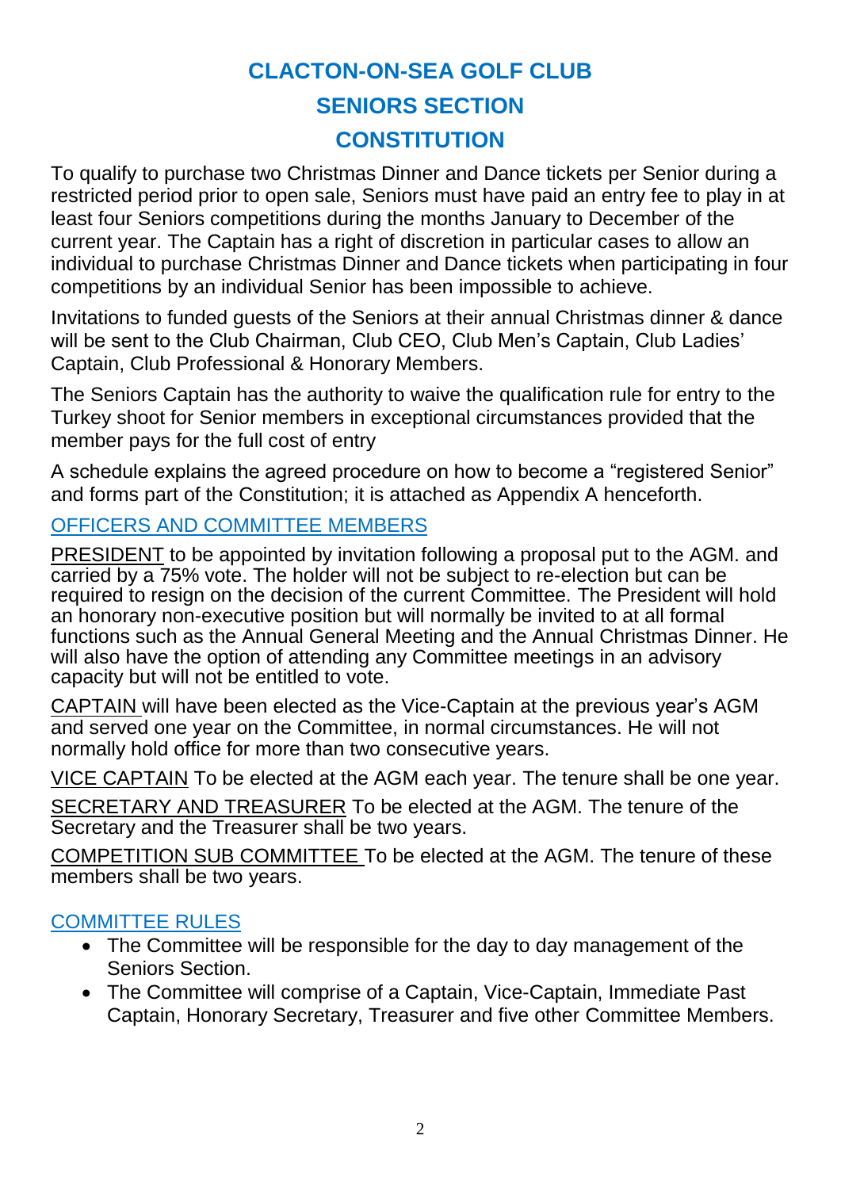# CLACTON-ON-SEA GOLF CLUB

# SENIORS SECTION

# CONSTITUTION

To qualify to purchase two Christmas Dinner and Dance tickets per Senior during a restricted period prior to open sale, Seniors must have paid an entry fee to play in at least four Seniors competitions during the months January to December of the current year. The Captain has a right of discretion in particular cases to allow an individual to purchase Christmas Dinner and Dance tickets when participating in four competitions by an individual Senior has been impossible to achieve.

Invitations to funded guests of the Seniors at their annual Christmas dinner & dance will be sent to the Club Chairman, Club CEO, Club Men's Captain, Club Ladies' Captain, Club Professional & Honorary Members.

The Seniors Captain has the authority to waive the qualification rule for entry to the Turkey shoot for Senior members in exceptional circumstances provided that the member pays for the full cost of entry

A schedule explains the agreed procedure on how to become a "registered Senior" and forms part of the Constitution; it is attached as Appendix A henceforth.

## OFFICERS AND COMMITTEE MEMBERS

PRESIDENT to be appointed by invitation following a proposal put to the AGM. and carried by a 75% vote. The holder will not be subject to re-election but can be required to resign on the decision of the current Committee. The President will hold an honorary non-executive position but will normally be invited to at all formal functions such as the Annual General Meeting and the Annual Christmas Dinner. He will also have the option of attending any Committee meetings in an advisory capacity but will not be entitled to vote.

CAPTAIN will have been elected as the Vice-Captain at the previous year's AGM and served one year on the Committee, in normal circumstances. He will not normally hold office for more than two consecutive years.

VICE CAPTAIN To be elected at the AGM each year. The tenure shall be one year.

SECRETARY AND TREASURER To be elected at the AGM. The tenure of the Secretary and the Treasurer shall be two years.

COMPETITION SUB COMMITTEE To be elected at the AGM. The tenure of these members shall be two years.

## COMMITTEE RULES

- The Committee will be responsible for the day to day management of the Seniors Section.
- The Committee will comprise of a Captain, Vice-Captain, Immediate Past Captain, Honorary Secretary, Treasurer and five other Committee Members.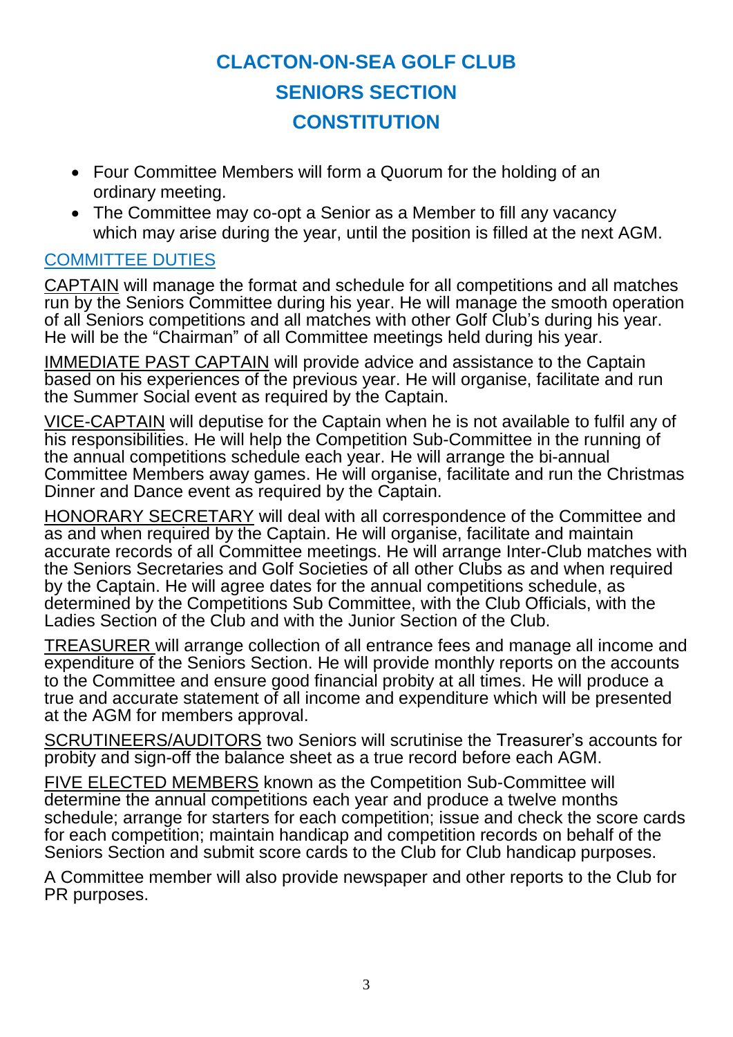# CLACTON-ON-SEA GOLF CLUB
# SENIORS SECTION
# CONSTITUTION

- Four Committee Members will form a Quorum for the holding of an ordinary meeting.
- The Committee may co-opt a Senior as a Member to fill any vacancy which may arise during the year, until the position is filled at the next AGM.

## COMMITTEE DUTIES

CAPTAIN will manage the format and schedule for all competitions and all matches run by the Seniors Committee during his year. He will manage the smooth operation of all Seniors competitions and all matches with other Golf Club's during his year. He will be the "Chairman" of all Committee meetings held during his year.

IMMEDIATE PAST CAPTAIN will provide advice and assistance to the Captain based on his experiences of the previous year. He will organise, facilitate and run the Summer Social event as required by the Captain.

VICE-CAPTAIN will deputise for the Captain when he is not available to fulfil any of his responsibilities. He will help the Competition Sub-Committee in the running of the annual competitions schedule each year. He will arrange the bi-annual Committee Members away games. He will organise, facilitate and run the Christmas Dinner and Dance event as required by the Captain.

HONORARY SECRETARY will deal with all correspondence of the Committee and as and when required by the Captain. He will organise, facilitate and maintain accurate records of all Committee meetings. He will arrange Inter-Club matches with the Seniors Secretaries and Golf Societies of all other Clubs as and when required by the Captain. He will agree dates for the annual competitions schedule, as determined by the Competitions Sub Committee, with the Club Officials, with the Ladies Section of the Club and with the Junior Section of the Club.

TREASURER will arrange collection of all entrance fees and manage all income and expenditure of the Seniors Section. He will provide monthly reports on the accounts to the Committee and ensure good financial probity at all times. He will produce a true and accurate statement of all income and expenditure which will be presented at the AGM for members approval.

SCRUTINEERS/AUDITORS two Seniors will scrutinise the Treasurer's accounts for probity and sign-off the balance sheet as a true record before each AGM.

FIVE ELECTED MEMBERS known as the Competition Sub-Committee will determine the annual competitions each year and produce a twelve months schedule; arrange for starters for each competition; issue and check the score cards for each competition; maintain handicap and competition records on behalf of the Seniors Section and submit score cards to the Club for Club handicap purposes.

A Committee member will also provide newspaper and other reports to the Club for PR purposes.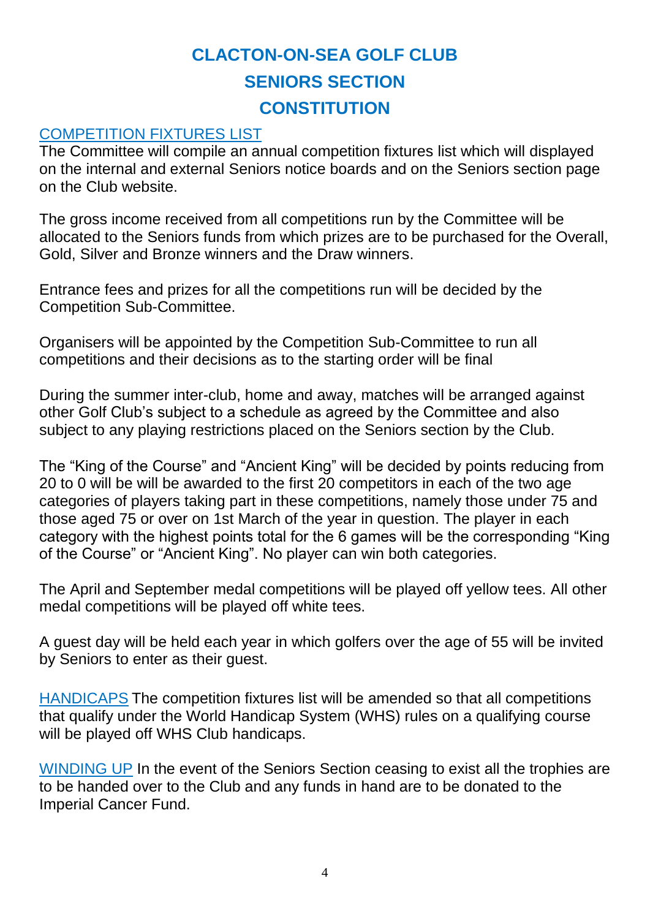# CLACTON-ON-SEA GOLF CLUB

# SENIORS SECTION

# CONSTITUTION

## COMPETITION FIXTURES LIST

The Committee will compile an annual competition fixtures list which will displayed on the internal and external Seniors notice boards and on the Seniors section page on the Club website.

The gross income received from all competitions run by the Committee will be allocated to the Seniors funds from which prizes are to be purchased for the Overall, Gold, Silver and Bronze winners and the Draw winners.

Entrance fees and prizes for all the competitions run will be decided by the Competition Sub-Committee.

Organisers will be appointed by the Competition Sub-Committee to run all competitions and their decisions as to the starting order will be final

During the summer inter-club, home and away, matches will be arranged against other Golf Club's subject to a schedule as agreed by the Committee and also subject to any playing restrictions placed on the Seniors section by the Club.

The "King of the Course" and "Ancient King" will be decided by points reducing from 20 to 0 will be will be awarded to the first 20 competitors in each of the two age categories of players taking part in these competitions, namely those under 75 and those aged 75 or over on 1st March of the year in question. The player in each category with the highest points total for the 6 games will be the corresponding "King of the Course" or "Ancient King". No player can win both categories.

The April and September medal competitions will be played off yellow tees. All other medal competitions will be played off white tees.

A guest day will be held each year in which golfers over the age of 55 will be invited by Seniors to enter as their guest.

**HANDICAPS** The competition fixtures list will be amended so that all competitions that qualify under the World Handicap System (WHS) rules on a qualifying course will be played off WHS Club handicaps.

**WINDING UP** In the event of the Seniors Section ceasing to exist all the trophies are to be handed over to the Club and any funds in hand are to be donated to the Imperial Cancer Fund.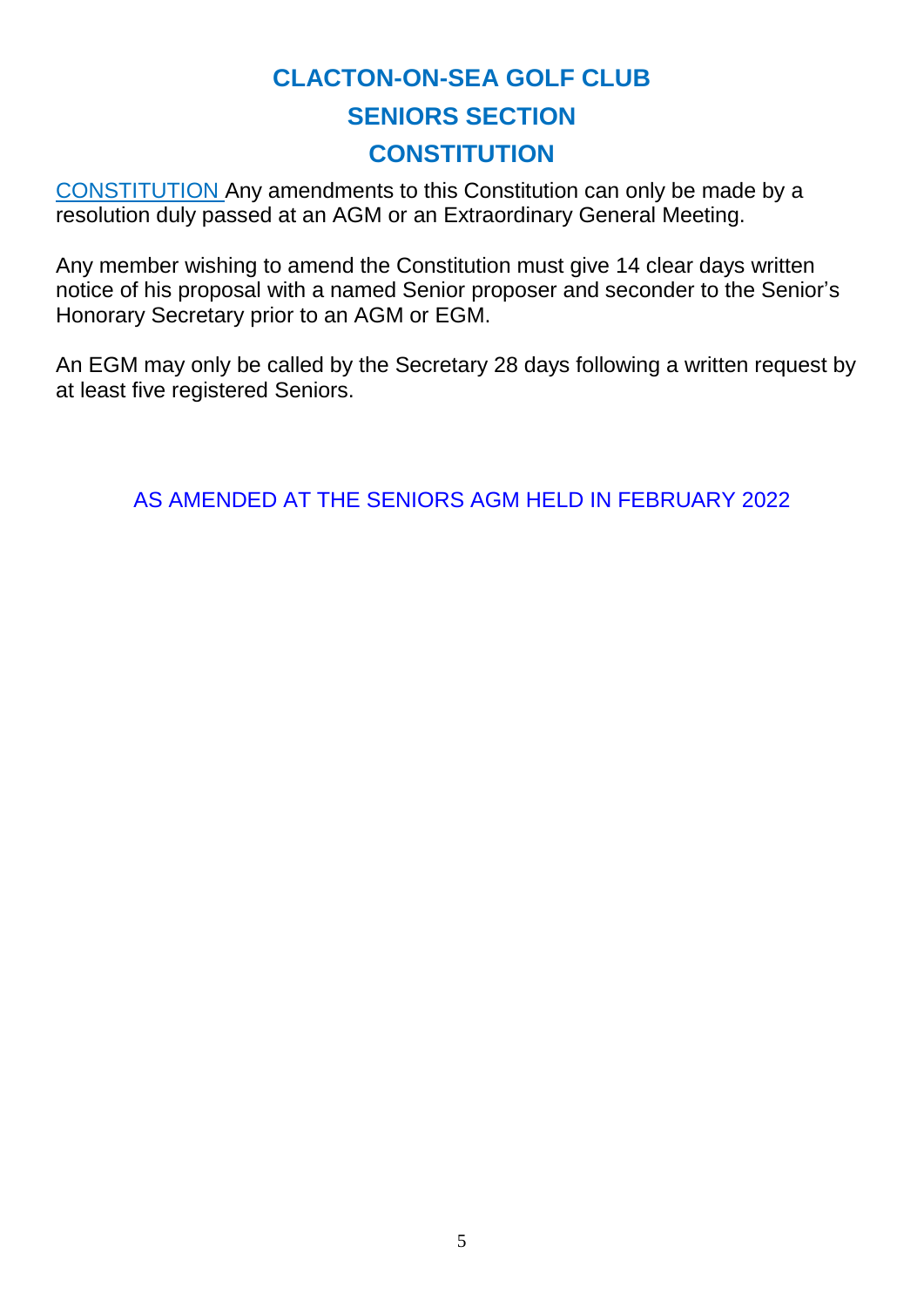# CLACTON-ON-SEA GOLF CLUB

# SENIORS SECTION

# CONSTITUTION

CONSTITUTION Any amendments to this Constitution can only be made by a resolution duly passed at an AGM or an Extraordinary General Meeting.

Any member wishing to amend the Constitution must give 14 clear days written notice of his proposal with a named Senior proposer and seconder to the Senior's Honorary Secretary prior to an AGM or EGM.

An EGM may only be called by the Secretary 28 days following a written request by at least five registered Seniors.

AS AMENDED AT THE SENIORS AGM HELD IN FEBRUARY 2022